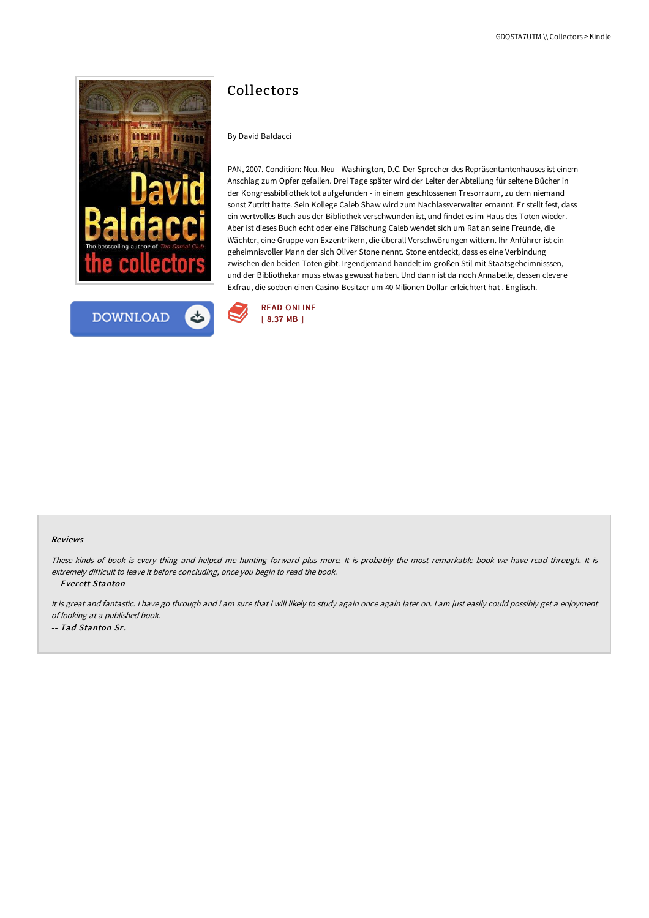# Collectors

By David Baldacci

PAN, 2007. Condition: Neu. Neu - Washington, D.C. Der Sprecher des Repräsentantenhauses ist einem Anschlag zum Opfer gefallen. Drei Tage später wird der Leiter der Abteilung für seltene Bücher in der Kongressbibliothek tot aufgefunden - in einem geschlossenen Tresorraum, zu dem niemand sonst Zutritt hatte. Sein Kollege Caleb Shaw wird zum Nachlassverwalter ernannt. Er stellt fest, dass ein wertvolles Buch aus der Bibliothek verschwunden ist, und findet es im Haus des Toten wieder. Aber ist dieses Buch echt oder eine Fälschung Caleb wendet sich um Rat an seine Freunde, die Wächter, eine Gruppe von Exzentrikern, die überall Verschwörungen wittern. Ihr Anführer ist ein geheimnisvoller Mann der sich Oliver Stone nennt. Stone entdeckt, dass es eine Verbindung zwischen den beiden Toten gibt. Irgendjemand handelt im großen Stil mit Staatsgeheimnisssen, und der Bibliothekar muss etwas gewusst haben. Und dann ist da noch Annabelle, dessen clevere Exfrau, die soeben einen Casino-Besitzer um 40 Milionen Dollar erleichtert hat . Englisch.

DOWNLOAD

READ ONLINE
[ 8.37 MB ]

### Reviews

*These kinds of book is every thing and helped me hunting forward plus more. It is probably the most remarkable book we have read through. It is extremely difficult to leave it before concluding, once you begin to read the book.*

-- ***Everett Stanton***

*It is great and fantastic. I have go through and i am sure that i will likely to study again once again later on. I am just easily could possibly get a enjoyment of looking at a published book.*

-- ***Tad Stanton Sr.***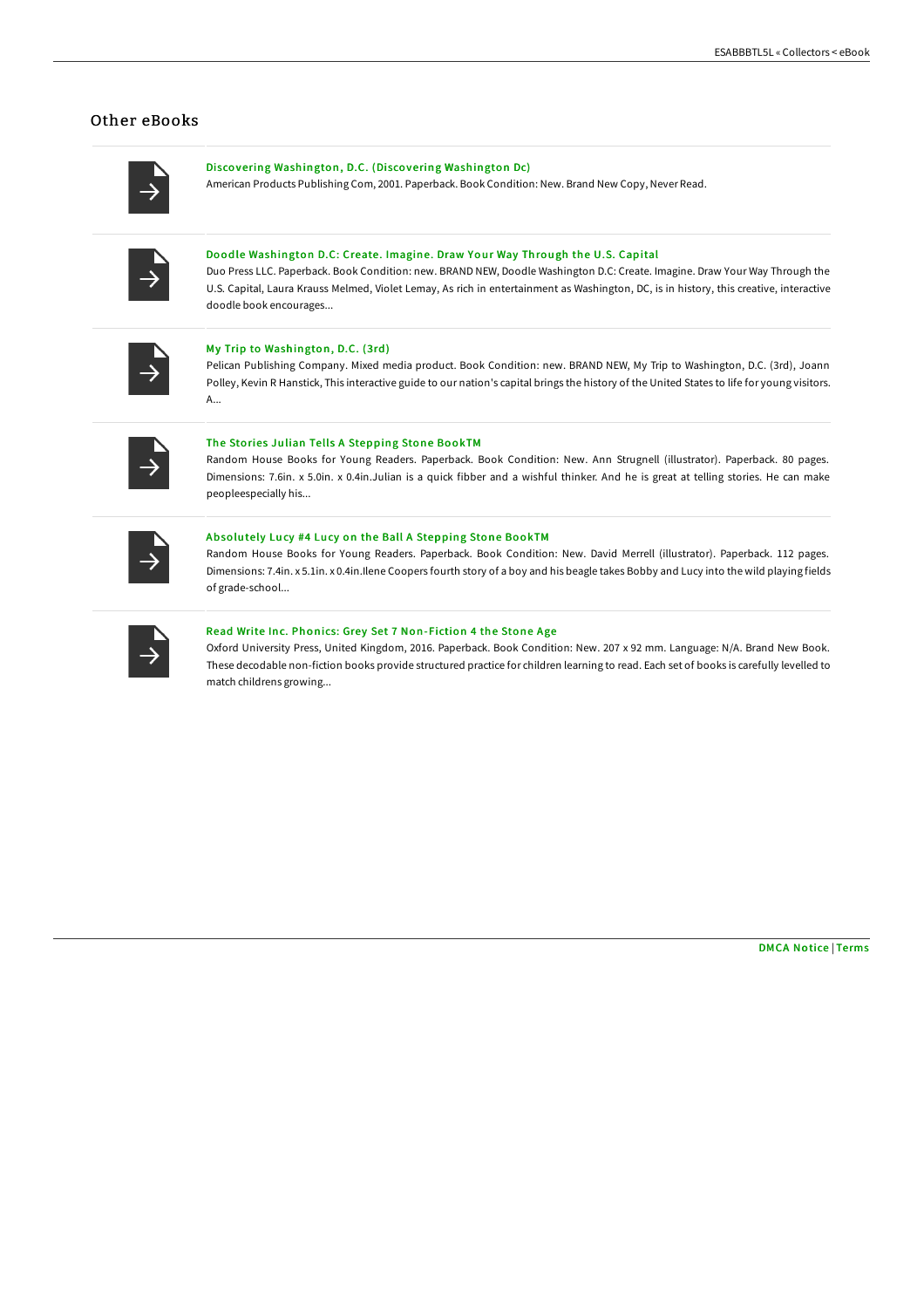## Other eBooks

**Discovering Washington, D.C. (Discovering Washington Dc)**

American Products Publishing Com, 2001. Paperback. Book Condition: New. Brand New Copy, Never Read.

**Doodle Washington D.C: Create. Imagine. Draw Your Way Through the U.S. Capital**

Duo Press LLC. Paperback. Book Condition: new. BRAND NEW, Doodle Washington D.C: Create. Imagine. Draw Your Way Through the U.S. Capital, Laura Krauss Melmed, Violet Lemay, As rich in entertainment as Washington, DC, is in history, this creative, interactive doodle book encourages...

**My Trip to Washington, D.C. (3rd)**

Pelican Publishing Company. Mixed media product. Book Condition: new. BRAND NEW, My Trip to Washington, D.C. (3rd), Joann Polley, Kevin R Hanstick, This interactive guide to our nation's capital brings the history of the United States to life for young visitors. A...

**The Stories Julian Tells A Stepping Stone BookTM**

Random House Books for Young Readers. Paperback. Book Condition: New. Ann Strugnell (illustrator). Paperback. 80 pages. Dimensions: 7.6in. x 5.0in. x 0.4in.Julian is a quick fibber and a wishful thinker. And he is great at telling stories. He can make peopleespecially his...

**Absolutely Lucy #4 Lucy on the Ball A Stepping Stone BookTM**

Random House Books for Young Readers. Paperback. Book Condition: New. David Merrell (illustrator). Paperback. 112 pages. Dimensions: 7.4in. x 5.1in. x 0.4in.Ilene Coopers fourth story of a boy and his beagle takes Bobby and Lucy into the wild playing fields of grade-school...

**Read Write Inc. Phonics: Grey Set 7 Non-Fiction 4 the Stone Age**

Oxford University Press, United Kingdom, 2016. Paperback. Book Condition: New. 207 x 92 mm. Language: N/A. Brand New Book. These decodable non-fiction books provide structured practice for children learning to read. Each set of books is carefully levelled to match childrens growing...

DMCA Notice | Terms